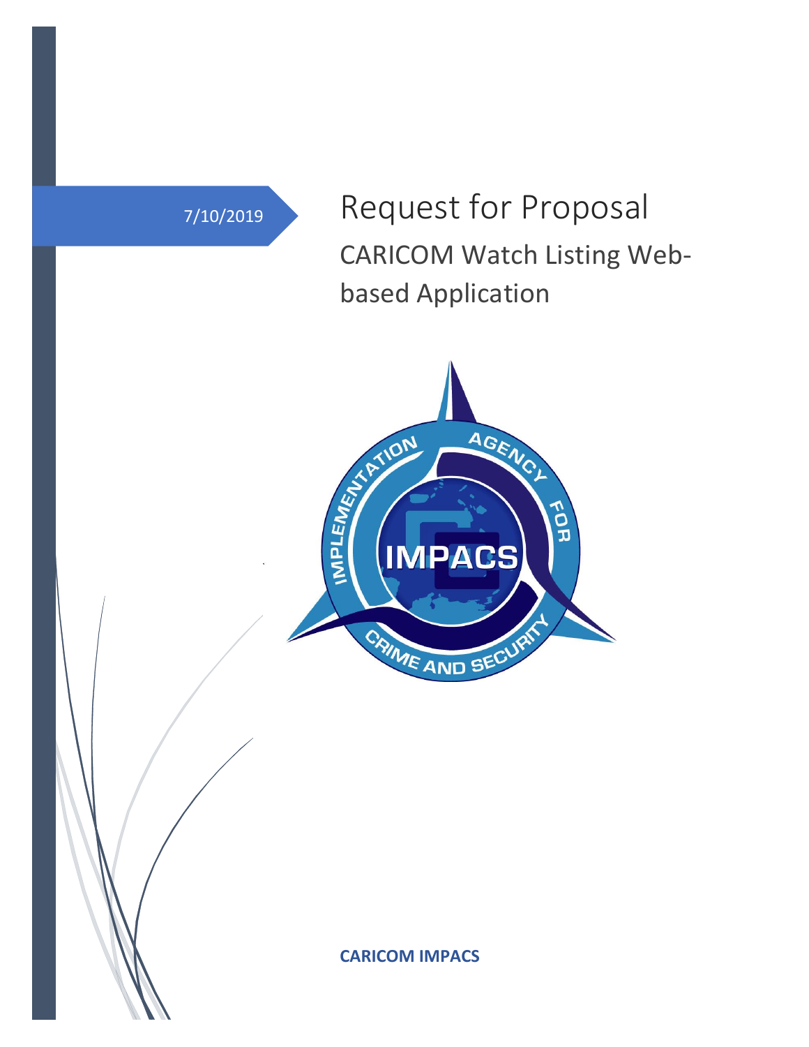7/10/2019

# Request for Proposal

## CARICOM Watch Listing Web-based Application

**CARICOM IMPACS**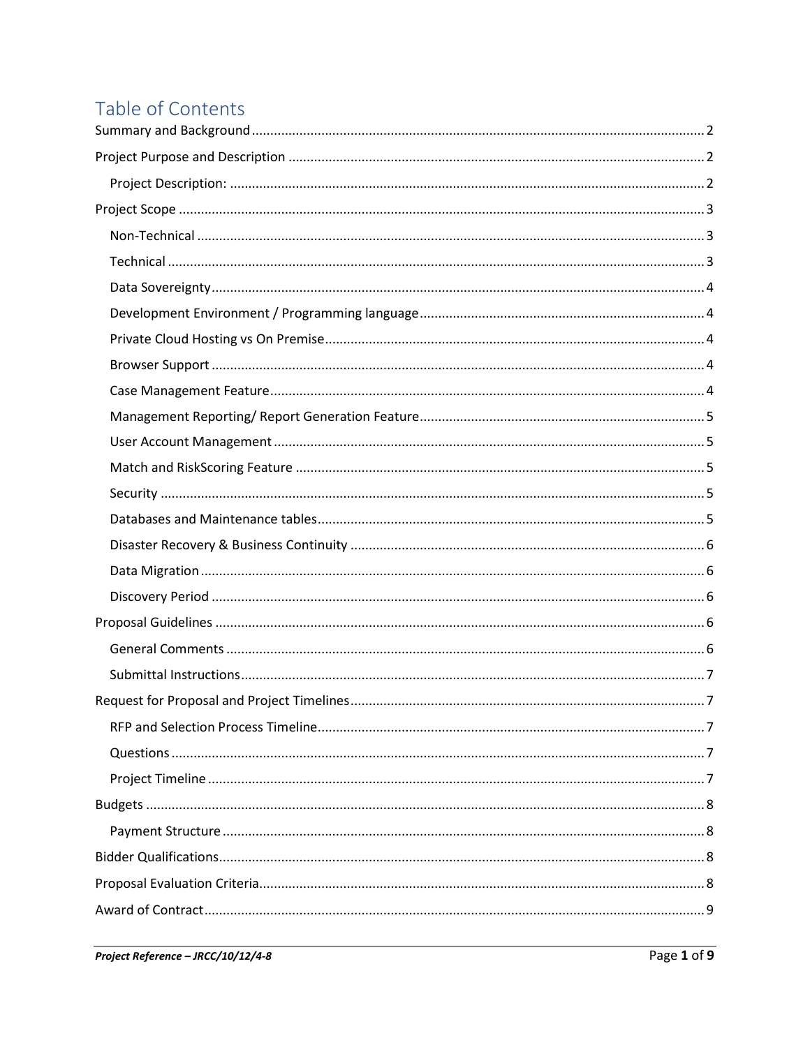# Table of Contents

- Summary and Background ........ 2
- Project Purpose and Description ........ 2
  - Project Description: ........ 2
- Project Scope ........ 3
  - Non-Technical ........ 3
  - Technical ........ 3
  - Data Sovereignty ........ 4
  - Development Environment / Programming language ........ 4
  - Private Cloud Hosting vs On Premise ........ 4
  - Browser Support ........ 4
  - Case Management Feature ........ 4
  - Management Reporting/ Report Generation Feature ........ 5
  - User Account Management ........ 5
  - Match and RiskScoring Feature ........ 5
  - Security ........ 5
  - Databases and Maintenance tables ........ 5
  - Disaster Recovery & Business Continuity ........ 6
  - Data Migration ........ 6
  - Discovery Period ........ 6
- Proposal Guidelines ........ 6
  - General Comments ........ 6
  - Submittal Instructions ........ 7
- Request for Proposal and Project Timelines ........ 7
  - RFP and Selection Process Timeline ........ 7
  - Questions ........ 7
  - Project Timeline ........ 7
- Budgets ........ 8
  - Payment Structure ........ 8
- Bidder Qualifications ........ 8
- Proposal Evaluation Criteria ........ 8
- Award of Contract ........ 9

*Project Reference – JRCC/10/12/4-8*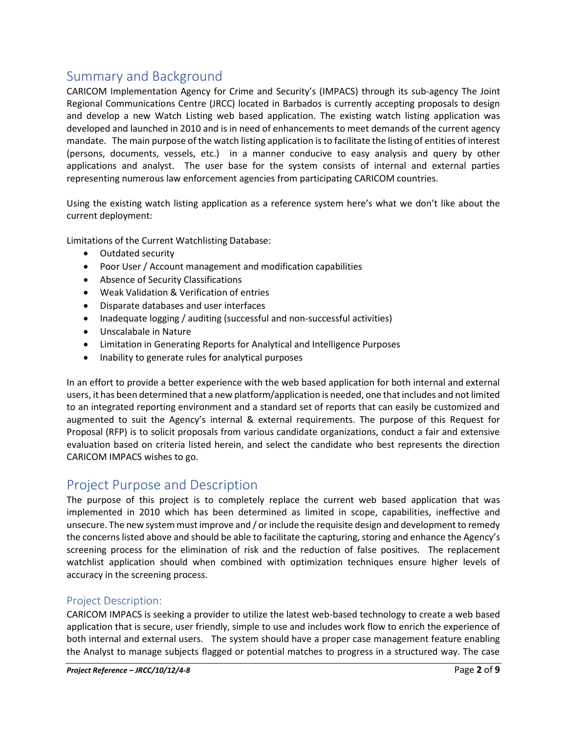## Summary and Background

CARICOM Implementation Agency for Crime and Security's (IMPACS) through its sub-agency The Joint Regional Communications Centre (JRCC) located in Barbados is currently accepting proposals to design and develop a new Watch Listing web based application. The existing watch listing application was developed and launched in 2010 and is in need of enhancements to meet demands of the current agency mandate. The main purpose of the watch listing application is to facilitate the listing of entities of interest (persons, documents, vessels, etc.) in a manner conducive to easy analysis and query by other applications and analyst. The user base for the system consists of internal and external parties representing numerous law enforcement agencies from participating CARICOM countries.

Using the existing watch listing application as a reference system here's what we don't like about the current deployment:

Limitations of the Current Watchlisting Database:

- Outdated security
- Poor User / Account management and modification capabilities
- Absence of Security Classifications
- Weak Validation & Verification of entries
- Disparate databases and user interfaces
- Inadequate logging / auditing (successful and non-successful activities)
- Unscalabale in Nature
- Limitation in Generating Reports for Analytical and Intelligence Purposes
- Inability to generate rules for analytical purposes

In an effort to provide a better experience with the web based application for both internal and external users, it has been determined that a new platform/application is needed, one that includes and not limited to an integrated reporting environment and a standard set of reports that can easily be customized and augmented to suit the Agency's internal & external requirements. The purpose of this Request for Proposal (RFP) is to solicit proposals from various candidate organizations, conduct a fair and extensive evaluation based on criteria listed herein, and select the candidate who best represents the direction CARICOM IMPACS wishes to go.

## Project Purpose and Description

The purpose of this project is to completely replace the current web based application that was implemented in 2010 which has been determined as limited in scope, capabilities, ineffective and unsecure. The new system must improve and / or include the requisite design and development to remedy the concerns listed above and should be able to facilitate the capturing, storing and enhance the Agency's screening process for the elimination of risk and the reduction of false positives. The replacement watchlist application should when combined with optimization techniques ensure higher levels of accuracy in the screening process.

### Project Description:

CARICOM IMPACS is seeking a provider to utilize the latest web-based technology to create a web based application that is secure, user friendly, simple to use and includes work flow to enrich the experience of both internal and external users. The system should have a proper case management feature enabling the Analyst to manage subjects flagged or potential matches to progress in a structured way. The case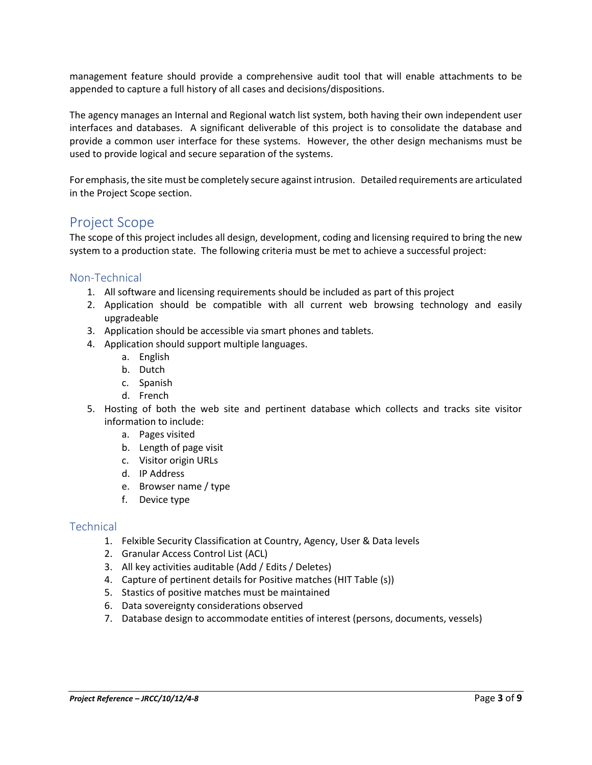management feature should provide a comprehensive audit tool that will enable attachments to be appended to capture a full history of all cases and decisions/dispositions.

The agency manages an Internal and Regional watch list system, both having their own independent user interfaces and databases. A significant deliverable of this project is to consolidate the database and provide a common user interface for these systems. However, the other design mechanisms must be used to provide logical and secure separation of the systems.

For emphasis, the site must be completely secure against intrusion. Detailed requirements are articulated in the Project Scope section.

## Project Scope

The scope of this project includes all design, development, coding and licensing required to bring the new system to a production state. The following criteria must be met to achieve a successful project:

### Non-Technical

1. All software and licensing requirements should be included as part of this project
2. Application should be compatible with all current web browsing technology and easily upgradeable
3. Application should be accessible via smart phones and tablets.
4. Application should support multiple languages.
   a. English
   b. Dutch
   c. Spanish
   d. French
5. Hosting of both the web site and pertinent database which collects and tracks site visitor information to include:
   a. Pages visited
   b. Length of page visit
   c. Visitor origin URLs
   d. IP Address
   e. Browser name / type
   f. Device type

### Technical

1. Felxible Security Classification at Country, Agency, User & Data levels
2. Granular Access Control List (ACL)
3. All key activities auditable (Add / Edits / Deletes)
4. Capture of pertinent details for Positive matches (HIT Table (s))
5. Stastics of positive matches must be maintained
6. Data sovereignty considerations observed
7. Database design to accommodate entities of interest (persons, documents, vessels)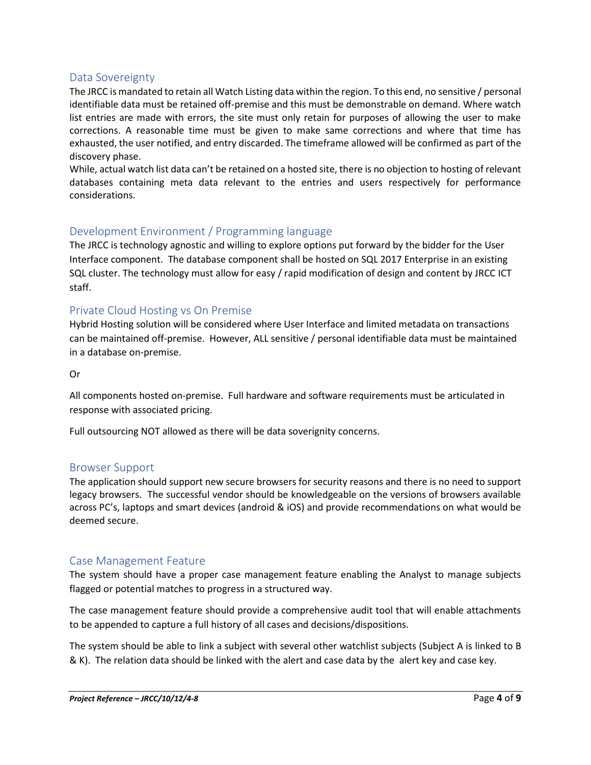## Data Sovereignty

The JRCC is mandated to retain all Watch Listing data within the region. To this end, no sensitive / personal identifiable data must be retained off-premise and this must be demonstrable on demand. Where watch list entries are made with errors, the site must only retain for purposes of allowing the user to make corrections. A reasonable time must be given to make same corrections and where that time has exhausted, the user notified, and entry discarded. The timeframe allowed will be confirmed as part of the discovery phase.

While, actual watch list data can't be retained on a hosted site, there is no objection to hosting of relevant databases containing meta data relevant to the entries and users respectively for performance considerations.

## Development Environment / Programming language

The JRCC is technology agnostic and willing to explore options put forward by the bidder for the User Interface component. The database component shall be hosted on SQL 2017 Enterprise in an existing SQL cluster. The technology must allow for easy / rapid modification of design and content by JRCC ICT staff.

## Private Cloud Hosting vs On Premise

Hybrid Hosting solution will be considered where User Interface and limited metadata on transactions can be maintained off-premise. However, ALL sensitive / personal identifiable data must be maintained in a database on-premise.

Or

All components hosted on-premise. Full hardware and software requirements must be articulated in response with associated pricing.

Full outsourcing NOT allowed as there will be data soverignity concerns.

## Browser Support

The application should support new secure browsers for security reasons and there is no need to support legacy browsers. The successful vendor should be knowledgeable on the versions of browsers available across PC's, laptops and smart devices (android & iOS) and provide recommendations on what would be deemed secure.

## Case Management Feature

The system should have a proper case management feature enabling the Analyst to manage subjects flagged or potential matches to progress in a structured way.

The case management feature should provide a comprehensive audit tool that will enable attachments to be appended to capture a full history of all cases and decisions/dispositions.

The system should be able to link a subject with several other watchlist subjects (Subject A is linked to B & K). The relation data should be linked with the alert and case data by the alert key and case key.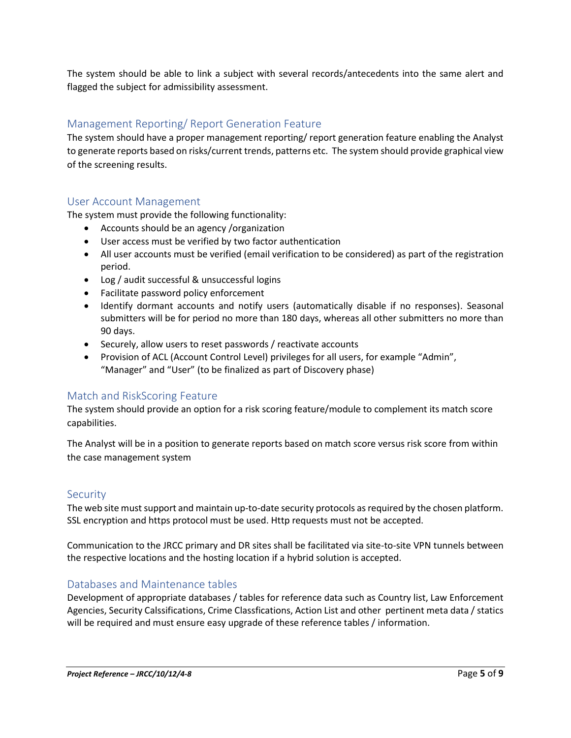The system should be able to link a subject with several records/antecedents into the same alert and flagged the subject for admissibility assessment.

## Management Reporting/ Report Generation Feature

The system should have a proper management reporting/ report generation feature enabling the Analyst to generate reports based on risks/current trends, patterns etc. The system should provide graphical view of the screening results.

## User Account Management

The system must provide the following functionality:

- Accounts should be an agency /organization
- User access must be verified by two factor authentication
- All user accounts must be verified (email verification to be considered) as part of the registration period.
- Log / audit successful & unsuccessful logins
- Facilitate password policy enforcement
- Identify dormant accounts and notify users (automatically disable if no responses). Seasonal submitters will be for period no more than 180 days, whereas all other submitters no more than 90 days.
- Securely, allow users to reset passwords / reactivate accounts
- Provision of ACL (Account Control Level) privileges for all users, for example "Admin", "Manager" and "User" (to be finalized as part of Discovery phase)

## Match and RiskScoring Feature

The system should provide an option for a risk scoring feature/module to complement its match score capabilities.

The Analyst will be in a position to generate reports based on match score versus risk score from within the case management system

## Security

The web site must support and maintain up-to-date security protocols as required by the chosen platform. SSL encryption and https protocol must be used. Http requests must not be accepted.

Communication to the JRCC primary and DR sites shall be facilitated via site-to-site VPN tunnels between the respective locations and the hosting location if a hybrid solution is accepted.

## Databases and Maintenance tables

Development of appropriate databases / tables for reference data such as Country list, Law Enforcement Agencies, Security Calssifications, Crime Classfications, Action List and other pertinent meta data / statics will be required and must ensure easy upgrade of these reference tables / information.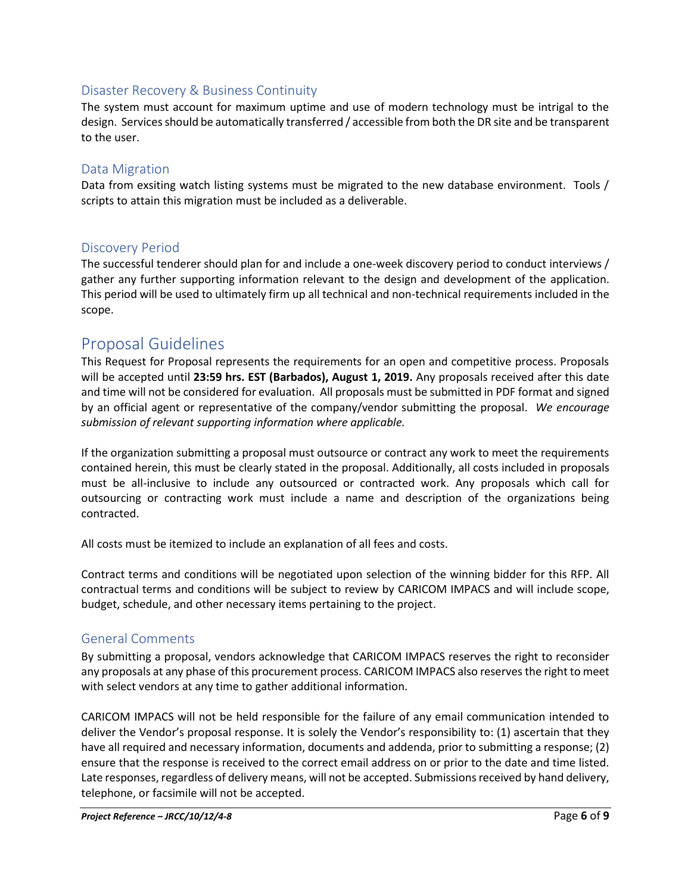### Disaster Recovery & Business Continuity

The system must account for maximum uptime and use of modern technology must be intrigal to the design. Services should be automatically transferred / accessible from both the DR site and be transparent to the user.

### Data Migration

Data from exsiting watch listing systems must be migrated to the new database environment. Tools / scripts to attain this migration must be included as a deliverable.

### Discovery Period

The successful tenderer should plan for and include a one-week discovery period to conduct interviews / gather any further supporting information relevant to the design and development of the application. This period will be used to ultimately firm up all technical and non-technical requirements included in the scope.

## Proposal Guidelines

This Request for Proposal represents the requirements for an open and competitive process. Proposals will be accepted until **23:59 hrs. EST (Barbados), August 1, 2019.** Any proposals received after this date and time will not be considered for evaluation. All proposals must be submitted in PDF format and signed by an official agent or representative of the company/vendor submitting the proposal. *We encourage submission of relevant supporting information where applicable.*

If the organization submitting a proposal must outsource or contract any work to meet the requirements contained herein, this must be clearly stated in the proposal. Additionally, all costs included in proposals must be all-inclusive to include any outsourced or contracted work. Any proposals which call for outsourcing or contracting work must include a name and description of the organizations being contracted.

All costs must be itemized to include an explanation of all fees and costs.

Contract terms and conditions will be negotiated upon selection of the winning bidder for this RFP. All contractual terms and conditions will be subject to review by CARICOM IMPACS and will include scope, budget, schedule, and other necessary items pertaining to the project.

### General Comments

By submitting a proposal, vendors acknowledge that CARICOM IMPACS reserves the right to reconsider any proposals at any phase of this procurement process. CARICOM IMPACS also reserves the right to meet with select vendors at any time to gather additional information.

CARICOM IMPACS will not be held responsible for the failure of any email communication intended to deliver the Vendor's proposal response. It is solely the Vendor's responsibility to: (1) ascertain that they have all required and necessary information, documents and addenda, prior to submitting a response; (2) ensure that the response is received to the correct email address on or prior to the date and time listed. Late responses, regardless of delivery means, will not be accepted. Submissions received by hand delivery, telephone, or facsimile will not be accepted.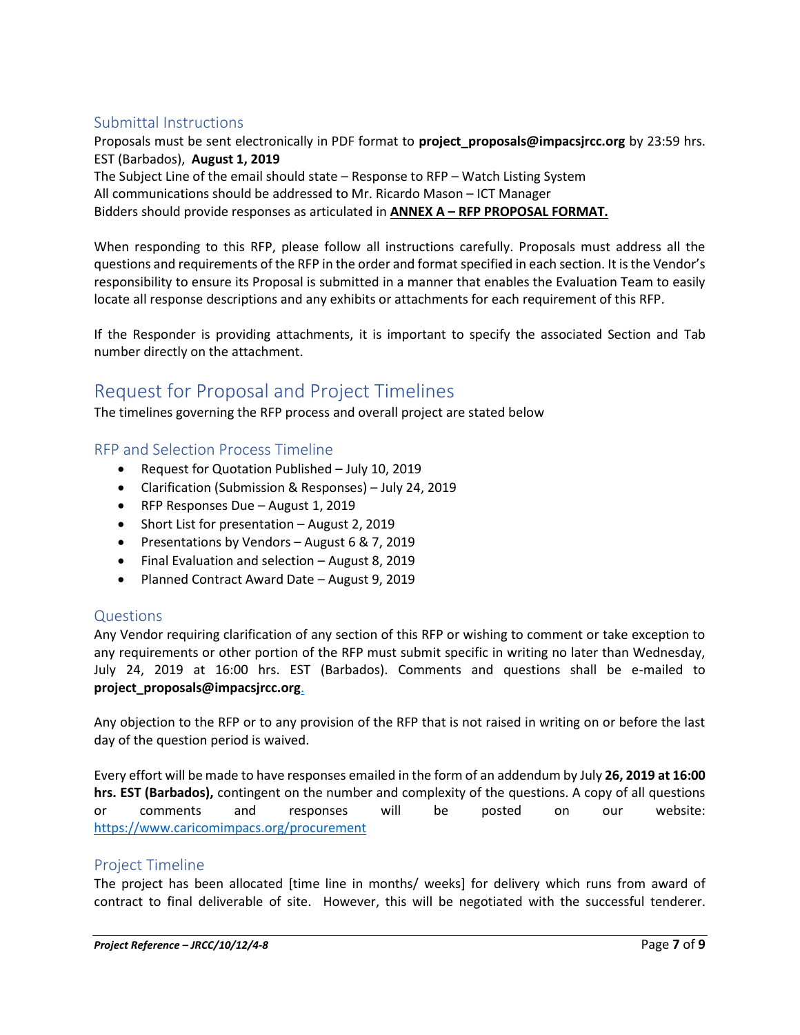### Submittal Instructions

Proposals must be sent electronically in PDF format to **project_proposals@impacsjrcc.org** by 23:59 hrs. EST (Barbados), **August 1, 2019**

The Subject Line of the email should state – Response to RFP – Watch Listing System

All communications should be addressed to Mr. Ricardo Mason – ICT Manager

Bidders should provide responses as articulated in **ANNEX A – RFP PROPOSAL FORMAT.**

When responding to this RFP, please follow all instructions carefully. Proposals must address all the questions and requirements of the RFP in the order and format specified in each section. It is the Vendor's responsibility to ensure its Proposal is submitted in a manner that enables the Evaluation Team to easily locate all response descriptions and any exhibits or attachments for each requirement of this RFP.

If the Responder is providing attachments, it is important to specify the associated Section and Tab number directly on the attachment.

## Request for Proposal and Project Timelines

The timelines governing the RFP process and overall project are stated below

### RFP and Selection Process Timeline

- Request for Quotation Published – July 10, 2019
- Clarification (Submission & Responses) – July 24, 2019
- RFP Responses Due – August 1, 2019
- Short List for presentation – August 2, 2019
- Presentations by Vendors – August 6 & 7, 2019
- Final Evaluation and selection – August 8, 2019
- Planned Contract Award Date – August 9, 2019

### Questions

Any Vendor requiring clarification of any section of this RFP or wishing to comment or take exception to any requirements or other portion of the RFP must submit specific in writing no later than Wednesday, July 24, 2019 at 16:00 hrs. EST (Barbados). Comments and questions shall be e-mailed to **project_proposals@impacsjrcc.org**.

Any objection to the RFP or to any provision of the RFP that is not raised in writing on or before the last day of the question period is waived.

Every effort will be made to have responses emailed in the form of an addendum by July **26, 2019 at 16:00 hrs. EST (Barbados),** contingent on the number and complexity of the questions. A copy of all questions or comments and responses will be posted on our website: https://www.caricomimpacs.org/procurement

### Project Timeline

The project has been allocated [time line in months/ weeks] for delivery which runs from award of contract to final deliverable of site. However, this will be negotiated with the successful tenderer.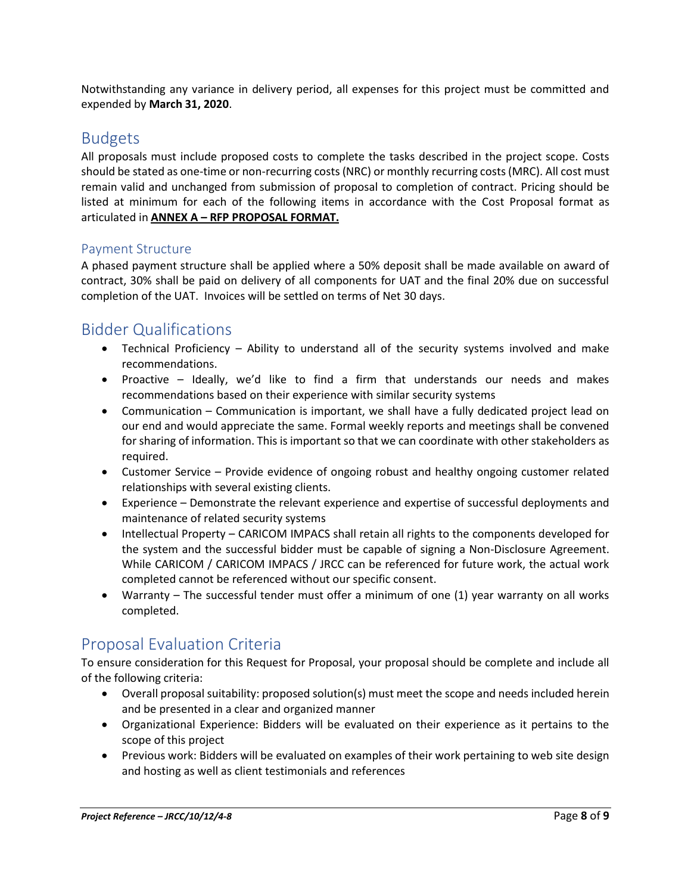Notwithstanding any variance in delivery period, all expenses for this project must be committed and expended by **March 31, 2020**.

## Budgets

All proposals must include proposed costs to complete the tasks described in the project scope. Costs should be stated as one-time or non-recurring costs (NRC) or monthly recurring costs (MRC). All cost must remain valid and unchanged from submission of proposal to completion of contract. Pricing should be listed at minimum for each of the following items in accordance with the Cost Proposal format as articulated in **ANNEX A – RFP PROPOSAL FORMAT.**

### Payment Structure

A phased payment structure shall be applied where a 50% deposit shall be made available on award of contract, 30% shall be paid on delivery of all components for UAT and the final 20% due on successful completion of the UAT. Invoices will be settled on terms of Net 30 days.

## Bidder Qualifications

- Technical Proficiency – Ability to understand all of the security systems involved and make recommendations.
- Proactive – Ideally, we'd like to find a firm that understands our needs and makes recommendations based on their experience with similar security systems
- Communication – Communication is important, we shall have a fully dedicated project lead on our end and would appreciate the same. Formal weekly reports and meetings shall be convened for sharing of information. This is important so that we can coordinate with other stakeholders as required.
- Customer Service – Provide evidence of ongoing robust and healthy ongoing customer related relationships with several existing clients.
- Experience – Demonstrate the relevant experience and expertise of successful deployments and maintenance of related security systems
- Intellectual Property – CARICOM IMPACS shall retain all rights to the components developed for the system and the successful bidder must be capable of signing a Non-Disclosure Agreement. While CARICOM / CARICOM IMPACS / JRCC can be referenced for future work, the actual work completed cannot be referenced without our specific consent.
- Warranty – The successful tender must offer a minimum of one (1) year warranty on all works completed.

## Proposal Evaluation Criteria

To ensure consideration for this Request for Proposal, your proposal should be complete and include all of the following criteria:

- Overall proposal suitability: proposed solution(s) must meet the scope and needs included herein and be presented in a clear and organized manner
- Organizational Experience: Bidders will be evaluated on their experience as it pertains to the scope of this project
- Previous work: Bidders will be evaluated on examples of their work pertaining to web site design and hosting as well as client testimonials and references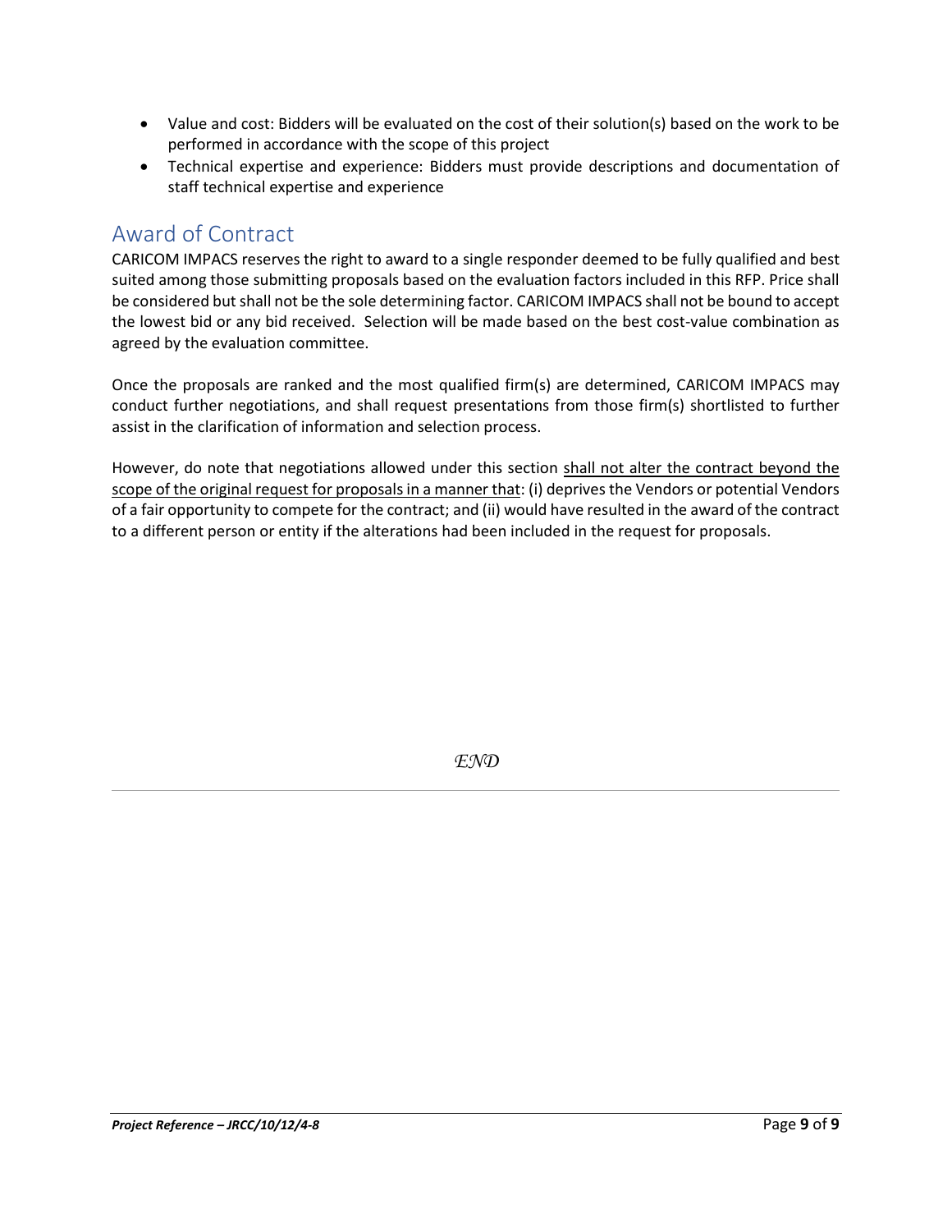- Value and cost: Bidders will be evaluated on the cost of their solution(s) based on the work to be performed in accordance with the scope of this project
- Technical expertise and experience: Bidders must provide descriptions and documentation of staff technical expertise and experience

## Award of Contract

CARICOM IMPACS reserves the right to award to a single responder deemed to be fully qualified and best suited among those submitting proposals based on the evaluation factors included in this RFP. Price shall be considered but shall not be the sole determining factor. CARICOM IMPACS shall not be bound to accept the lowest bid or any bid received. Selection will be made based on the best cost-value combination as agreed by the evaluation committee.

Once the proposals are ranked and the most qualified firm(s) are determined, CARICOM IMPACS may conduct further negotiations, and shall request presentations from those firm(s) shortlisted to further assist in the clarification of information and selection process.

However, do note that negotiations allowed under this section shall not alter the contract beyond the scope of the original request for proposals in a manner that: (i) deprives the Vendors or potential Vendors of a fair opportunity to compete for the contract; and (ii) would have resulted in the award of the contract to a different person or entity if the alterations had been included in the request for proposals.

*END*